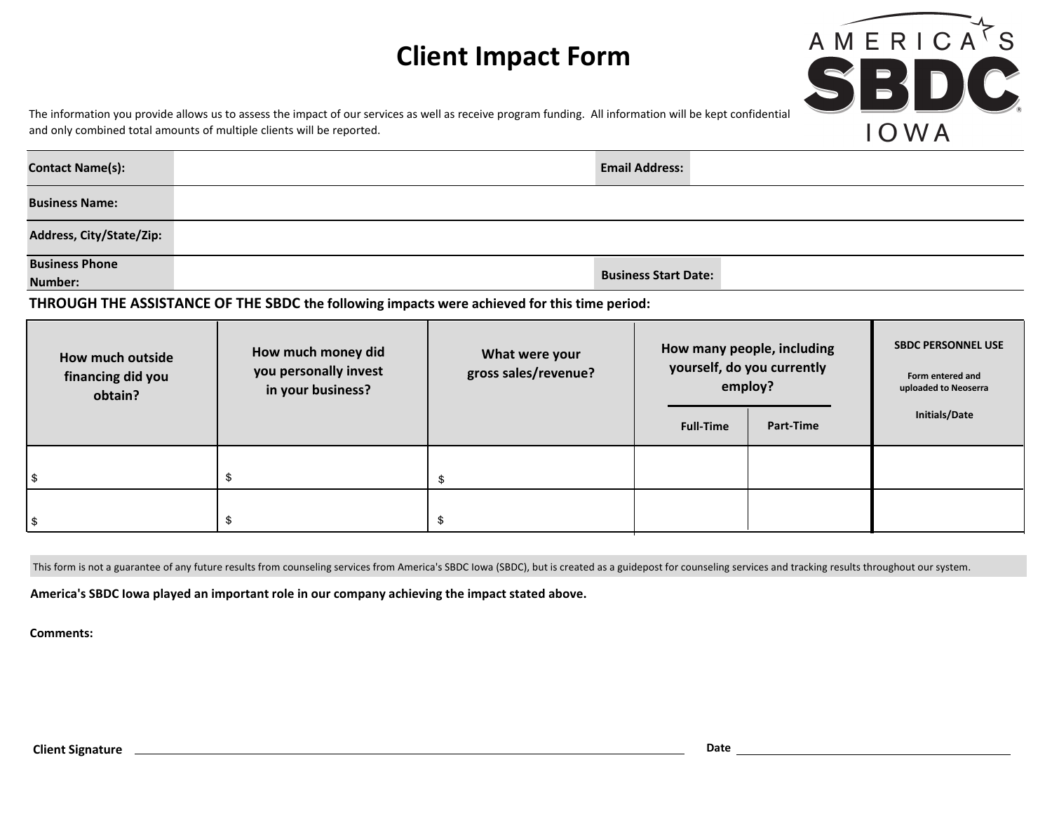# Client Impact Form

The information you provide allows us to assess the impact of our services as well as receive program funding. All information will be kept confidential and only combined total amounts of multiple clients will be reported.

| **Contact Name(s):** | | **Email Address:** | |
|---|---|---|---|
| **Business Name:** | | | |
| **Address, City/State/Zip:** | | | |
| **Business Phone Number:** | | **Business Start Date:** | |

**THROUGH THE ASSISTANCE OF THE SBDC the following impacts were achieved for this time period:**

| How much outside financing did you obtain? | How much money did you personally invest in your business? | What were your gross sales/revenue? | How many people, including yourself, do you currently employ? | | SBDC PERSONNEL USE Form entered and uploaded to Neoserra Initials/Date |
|---|---|---|---|---|---|
| | | | Full-Time | Part-Time | |
| $ | $ | $ | | | |
| $ | $ | $ | | | |

This form is not a guarantee of any future results from counseling services from America's SBDC Iowa (SBDC), but is created as a guidepost for counseling services and tracking results throughout our system.

**America's SBDC Iowa played an important role in our company achieving the impact stated above.**

**Comments:**

**Client Signature** ______________________________ **Date** ______________________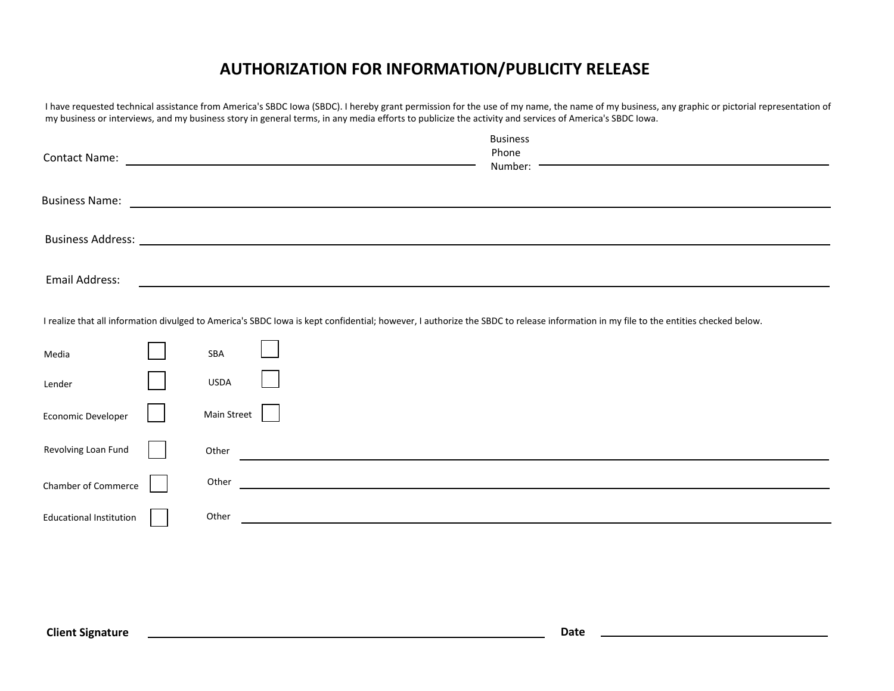# AUTHORIZATION FOR INFORMATION/PUBLICITY RELEASE

I have requested technical assistance from America's SBDC Iowa (SBDC). I hereby grant permission for the use of my name, the name of my business, any graphic or pictorial representation of my business or interviews, and my business story in general terms, in any media efforts to publicize the activity and services of America's SBDC Iowa.

Contact Name: ______________________________ Business Phone Number: ______________________________

Business Name: ____________________________________________________________

Business Address: ____________________________________________________________

Email Address: ____________________________________________________________

I realize that all information divulged to America's SBDC Iowa is kept confidential; however, I authorize the SBDC to release information in my file to the entities checked below.

| | | | |
|---|---|---|---|
| Media | ☐ | SBA | ☐ |
| Lender | ☐ | USDA | ☐ |
| Economic Developer | ☐ | Main Street | ☐ |
| Revolving Loan Fund | ☐ | Other | ______________________________ |
| Chamber of Commerce | ☐ | Other | ______________________________ |
| Educational Institution | ☐ | Other | ______________________________ |

**Client Signature** ______________________________ **Date** ______________________________